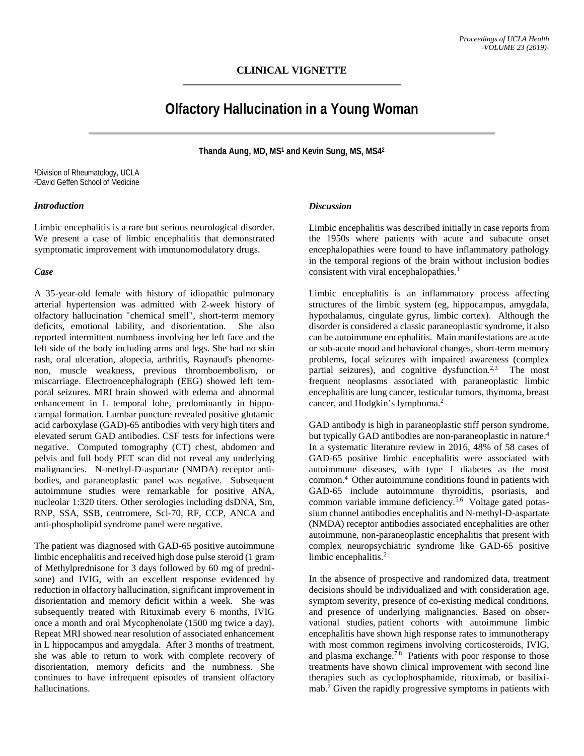## CLINICAL VIGNETTE

# Olfactory Hallucination in a Young Woman

**Thanda Aung, MD, MS[1] and Kevin Sung, MS, MS4[2]**

[1]Division of Rheumatology, UCLA
[2]David Geffen School of Medicine

### *Introduction*

Limbic encephalitis is a rare but serious neurological disorder. We present a case of limbic encephalitis that demonstrated symptomatic improvement with immunomodulatory drugs.

### *Case*

A 35-year-old female with history of idiopathic pulmonary arterial hypertension was admitted with 2-week history of olfactory hallucination "chemical smell", short-term memory deficits, emotional lability, and disorientation. She also reported intermittent numbness involving her left face and the left side of the body including arms and legs. She had no skin rash, oral ulceration, alopecia, arthritis, Raynaud's phenomenon, muscle weakness, previous thromboembolism, or miscarriage. Electroencephalograph (EEG) showed left temporal seizures. MRI brain showed with edema and abnormal enhancement in L temporal lobe, predominantly in hippocampal formation. Lumbar puncture revealed positive glutamic acid carboxylase (GAD)-65 antibodies with very high titers and elevated serum GAD antibodies. CSF tests for infections were negative. Computed tomography (CT) chest, abdomen and pelvis and full body PET scan did not reveal any underlying malignancies. N-methyl-D-aspartate (NMDA) receptor antibodies, and paraneoplastic panel was negative. Subsequent autoimmune studies were remarkable for positive ANA, nucleolar 1:320 titers. Other serologies including dsDNA, Sm, RNP, SSA, SSB, centromere, Scl-70, RF, CCP, ANCA and anti-phospholipid syndrome panel were negative.

The patient was diagnosed with GAD-65 positive autoimmune limbic encephalitis and received high dose pulse steroid (1 gram of Methylprednisone for 3 days followed by 60 mg of prednisone) and IVIG, with an excellent response evidenced by reduction in olfactory hallucination, significant improvement in disorientation and memory deficit within a week. She was subsequently treated with Rituximab every 6 months, IVIG once a month and oral Mycophenolate (1500 mg twice a day). Repeat MRI showed near resolution of associated enhancement in L hippocampus and amygdala. After 3 months of treatment, she was able to return to work with complete recovery of disorientation, memory deficits and the numbness. She continues to have infrequent episodes of transient olfactory hallucinations.

### *Discussion*

Limbic encephalitis was described initially in case reports from the 1950s where patients with acute and subacute onset encephalopathies were found to have inflammatory pathology in the temporal regions of the brain without inclusion bodies consistent with viral encephalopathies.[1]

Limbic encephalitis is an inflammatory process affecting structures of the limbic system (eg, hippocampus, amygdala, hypothalamus, cingulate gyrus, limbic cortex). Although the disorder is considered a classic paraneoplastic syndrome, it also can be autoimmune encephalitis. Main manifestations are acute or sub-acute mood and behavioral changes, short-term memory problems, focal seizures with impaired awareness (complex partial seizures), and cognitive dysfunction.[2,3] The most frequent neoplasms associated with paraneoplastic limbic encephalitis are lung cancer, testicular tumors, thymoma, breast cancer, and Hodgkin's lymphoma.[2]

GAD antibody is high in paraneoplastic stiff person syndrome, but typically GAD antibodies are non-paraneoplastic in nature.[4] In a systematic literature review in 2016, 48% of 58 cases of GAD-65 positive limbic encephalitis were associated with autoimmune diseases, with type 1 diabetes as the most common.[4] Other autoimmune conditions found in patients with GAD-65 include autoimmune thyroiditis, psoriasis, and common variable immune deficiency.[5,6] Voltage gated potassium channel antibodies encephalitis and N-methyl-D-aspartate (NMDA) receptor antibodies associated encephalitides are other autoimmune, non-paraneoplastic encephalitis that present with complex neuropsychiatric syndrome like GAD-65 positive limbic encephalitis.[2]

In the absence of prospective and randomized data, treatment decisions should be individualized and with consideration age, symptom severity, presence of co-existing medical conditions, and presence of underlying malignancies. Based on observational studies, patient cohorts with autoimmune limbic encephalitis have shown high response rates to immunotherapy with most common regimens involving corticosteroids, IVIG, and plasma exchange.[7,8] Patients with poor response to those treatments have shown clinical improvement with second line therapies such as cyclophosphamide, rituximab, or basiliximab.[7] Given the rapidly progressive symptoms in patients with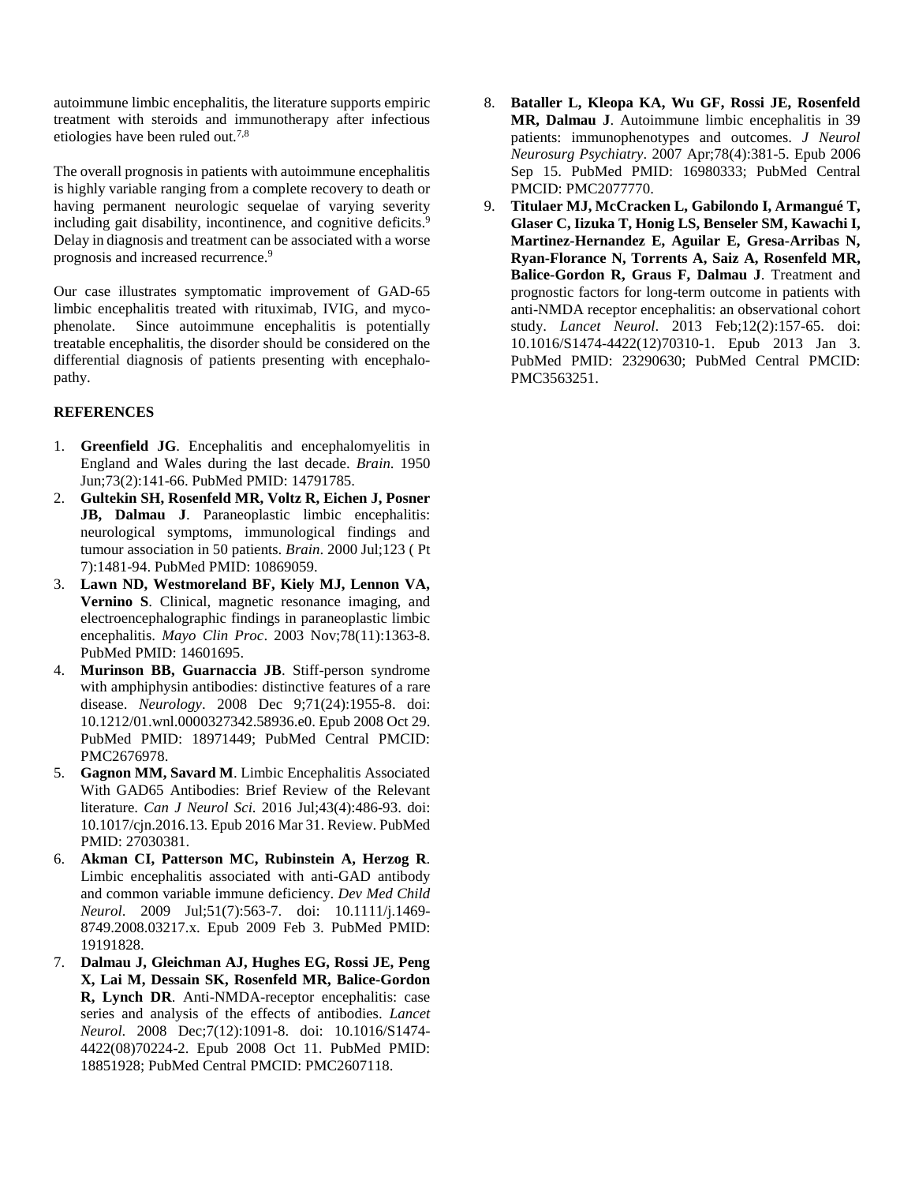autoimmune limbic encephalitis, the literature supports empiric treatment with steroids and immunotherapy after infectious etiologies have been ruled out.[7,8]

The overall prognosis in patients with autoimmune encephalitis is highly variable ranging from a complete recovery to death or having permanent neurologic sequelae of varying severity including gait disability, incontinence, and cognitive deficits.[9] Delay in diagnosis and treatment can be associated with a worse prognosis and increased recurrence.[9]

Our case illustrates symptomatic improvement of GAD-65 limbic encephalitis treated with rituximab, IVIG, and mycophenolate. Since autoimmune encephalitis is potentially treatable encephalitis, the disorder should be considered on the differential diagnosis of patients presenting with encephalopathy.

## REFERENCES

1. **Greenfield JG**. Encephalitis and encephalomyelitis in England and Wales during the last decade. *Brain.* 1950 Jun;73(2):141-66. PubMed PMID: 14791785.
2. **Gultekin SH, Rosenfeld MR, Voltz R, Eichen J, Posner JB, Dalmau J**. Paraneoplastic limbic encephalitis: neurological symptoms, immunological findings and tumour association in 50 patients. *Brain*. 2000 Jul;123 ( Pt 7):1481-94. PubMed PMID: 10869059.
3. **Lawn ND, Westmoreland BF, Kiely MJ, Lennon VA, Vernino S**. Clinical, magnetic resonance imaging, and electroencephalographic findings in paraneoplastic limbic encephalitis. *Mayo Clin Proc*. 2003 Nov;78(11):1363-8. PubMed PMID: 14601695.
4. **Murinson BB, Guarnaccia JB**. Stiff-person syndrome with amphiphysin antibodies: distinctive features of a rare disease. *Neurology*. 2008 Dec 9;71(24):1955-8. doi: 10.1212/01.wnl.0000327342.58936.e0. Epub 2008 Oct 29. PubMed PMID: 18971449; PubMed Central PMCID: PMC2676978.
5. **Gagnon MM, Savard M**. Limbic Encephalitis Associated With GAD65 Antibodies: Brief Review of the Relevant literature. *Can J Neurol Sci.* 2016 Jul;43(4):486-93. doi: 10.1017/cjn.2016.13. Epub 2016 Mar 31. Review. PubMed PMID: 27030381.
6. **Akman CI, Patterson MC, Rubinstein A, Herzog R**. Limbic encephalitis associated with anti-GAD antibody and common variable immune deficiency. *Dev Med Child Neurol*. 2009 Jul;51(7):563-7. doi: 10.1111/j.1469-8749.2008.03217.x. Epub 2009 Feb 3. PubMed PMID: 19191828.
7. **Dalmau J, Gleichman AJ, Hughes EG, Rossi JE, Peng X, Lai M, Dessain SK, Rosenfeld MR, Balice-Gordon R, Lynch DR**. Anti-NMDA-receptor encephalitis: case series and analysis of the effects of antibodies. *Lancet Neurol.* 2008 Dec;7(12):1091-8. doi: 10.1016/S1474-4422(08)70224-2. Epub 2008 Oct 11. PubMed PMID: 18851928; PubMed Central PMCID: PMC2607118.
8. **Bataller L, Kleopa KA, Wu GF, Rossi JE, Rosenfeld MR, Dalmau J**. Autoimmune limbic encephalitis in 39 patients: immunophenotypes and outcomes. *J Neurol Neurosurg Psychiatry*. 2007 Apr;78(4):381-5. Epub 2006 Sep 15. PubMed PMID: 16980333; PubMed Central PMCID: PMC2077770.
9. **Titulaer MJ, McCracken L, Gabilondo I, Armangué T, Glaser C, Iizuka T, Honig LS, Benseler SM, Kawachi I, Martinez-Hernandez E, Aguilar E, Gresa-Arribas N, Ryan-Florance N, Torrents A, Saiz A, Rosenfeld MR, Balice-Gordon R, Graus F, Dalmau J**. Treatment and prognostic factors for long-term outcome in patients with anti-NMDA receptor encephalitis: an observational cohort study. *Lancet Neurol*. 2013 Feb;12(2):157-65. doi: 10.1016/S1474-4422(12)70310-1. Epub 2013 Jan 3. PubMed PMID: 23290630; PubMed Central PMCID: PMC3563251.